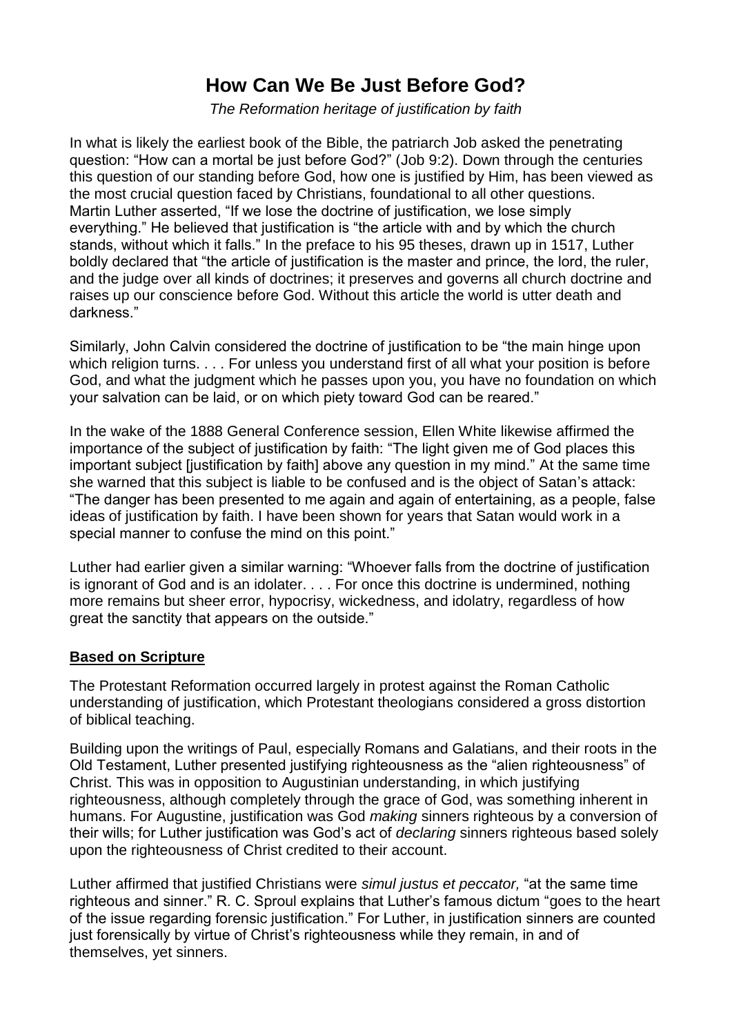# How Can We Be Just Before God?

*The Reformation heritage of justification by faith*

In what is likely the earliest book of the Bible, the patriarch Job asked the penetrating question: "How can a mortal be just before God?" (Job 9:2). Down through the centuries this question of our standing before God, how one is justified by Him, has been viewed as the most crucial question faced by Christians, foundational to all other questions. Martin Luther asserted, "If we lose the doctrine of justification, we lose simply everything." He believed that justification is "the article with and by which the church stands, without which it falls." In the preface to his 95 theses, drawn up in 1517, Luther boldly declared that "the article of justification is the master and prince, the lord, the ruler, and the judge over all kinds of doctrines; it preserves and governs all church doctrine and raises up our conscience before God. Without this article the world is utter death and darkness."

Similarly, John Calvin considered the doctrine of justification to be "the main hinge upon which religion turns. . . . For unless you understand first of all what your position is before God, and what the judgment which he passes upon you, you have no foundation on which your salvation can be laid, or on which piety toward God can be reared."

In the wake of the 1888 General Conference session, Ellen White likewise affirmed the importance of the subject of justification by faith: "The light given me of God places this important subject [justification by faith] above any question in my mind." At the same time she warned that this subject is liable to be confused and is the object of Satan's attack: "The danger has been presented to me again and again of entertaining, as a people, false ideas of justification by faith. I have been shown for years that Satan would work in a special manner to confuse the mind on this point."

Luther had earlier given a similar warning: "Whoever falls from the doctrine of justification is ignorant of God and is an idolater. . . . For once this doctrine is undermined, nothing more remains but sheer error, hypocrisy, wickedness, and idolatry, regardless of how great the sanctity that appears on the outside."

## Based on Scripture

The Protestant Reformation occurred largely in protest against the Roman Catholic understanding of justification, which Protestant theologians considered a gross distortion of biblical teaching.

Building upon the writings of Paul, especially Romans and Galatians, and their roots in the Old Testament, Luther presented justifying righteousness as the "alien righteousness" of Christ. This was in opposition to Augustinian understanding, in which justifying righteousness, although completely through the grace of God, was something inherent in humans. For Augustine, justification was God *making* sinners righteous by a conversion of their wills; for Luther justification was God's act of *declaring* sinners righteous based solely upon the righteousness of Christ credited to their account.

Luther affirmed that justified Christians were *simul justus et peccator,* "at the same time righteous and sinner." R. C. Sproul explains that Luther's famous dictum "goes to the heart of the issue regarding forensic justification." For Luther, in justification sinners are counted just forensically by virtue of Christ's righteousness while they remain, in and of themselves, yet sinners.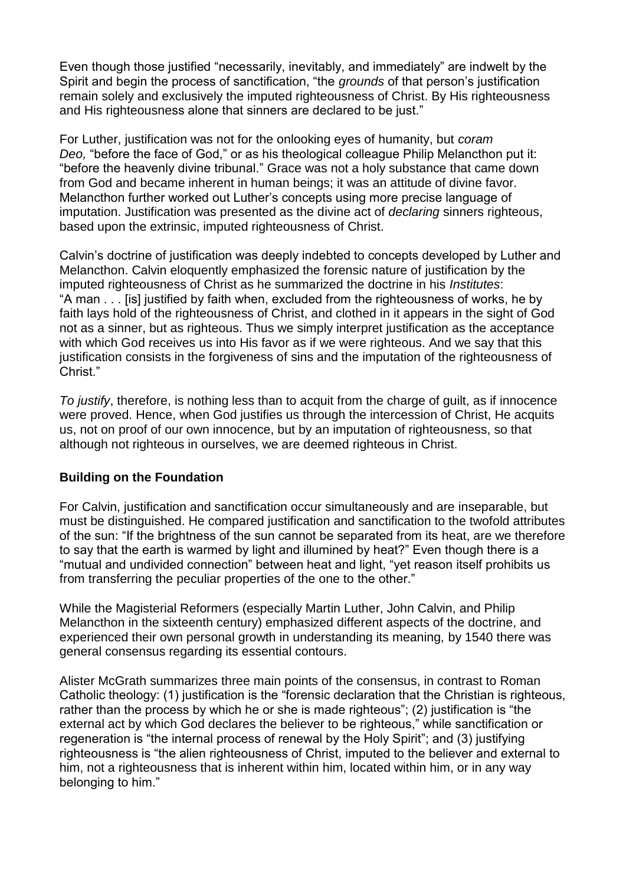Even though those justified "necessarily, inevitably, and immediately" are indwelt by the Spirit and begin the process of sanctification, "the *grounds* of that person's justification remain solely and exclusively the imputed righteousness of Christ. By His righteousness and His righteousness alone that sinners are declared to be just."

For Luther, justification was not for the onlooking eyes of humanity, but *coram Deo,* "before the face of God," or as his theological colleague Philip Melancthon put it: "before the heavenly divine tribunal." Grace was not a holy substance that came down from God and became inherent in human beings; it was an attitude of divine favor. Melancthon further worked out Luther's concepts using more precise language of imputation. Justification was presented as the divine act of *declaring* sinners righteous, based upon the extrinsic, imputed righteousness of Christ.

Calvin's doctrine of justification was deeply indebted to concepts developed by Luther and Melancthon. Calvin eloquently emphasized the forensic nature of justification by the imputed righteousness of Christ as he summarized the doctrine in his *Institutes*: "A man . . . [is] justified by faith when, excluded from the righteousness of works, he by faith lays hold of the righteousness of Christ, and clothed in it appears in the sight of God not as a sinner, but as righteous. Thus we simply interpret justification as the acceptance with which God receives us into His favor as if we were righteous. And we say that this justification consists in the forgiveness of sins and the imputation of the righteousness of Christ."

*To justify*, therefore, is nothing less than to acquit from the charge of guilt, as if innocence were proved. Hence, when God justifies us through the intercession of Christ, He acquits us, not on proof of our own innocence, but by an imputation of righteousness, so that although not righteous in ourselves, we are deemed righteous in Christ.

**Building on the Foundation**

For Calvin, justification and sanctification occur simultaneously and are inseparable, but must be distinguished. He compared justification and sanctification to the twofold attributes of the sun: "If the brightness of the sun cannot be separated from its heat, are we therefore to say that the earth is warmed by light and illumined by heat?" Even though there is a "mutual and undivided connection" between heat and light, "yet reason itself prohibits us from transferring the peculiar properties of the one to the other."

While the Magisterial Reformers (especially Martin Luther, John Calvin, and Philip Melancthon in the sixteenth century) emphasized different aspects of the doctrine, and experienced their own personal growth in understanding its meaning, by 1540 there was general consensus regarding its essential contours.

Alister McGrath summarizes three main points of the consensus, in contrast to Roman Catholic theology: (1) justification is the "forensic declaration that the Christian is righteous, rather than the process by which he or she is made righteous"; (2) justification is "the external act by which God declares the believer to be righteous," while sanctification or regeneration is "the internal process of renewal by the Holy Spirit"; and (3) justifying righteousness is "the alien righteousness of Christ, imputed to the believer and external to him, not a righteousness that is inherent within him, located within him, or in any way belonging to him."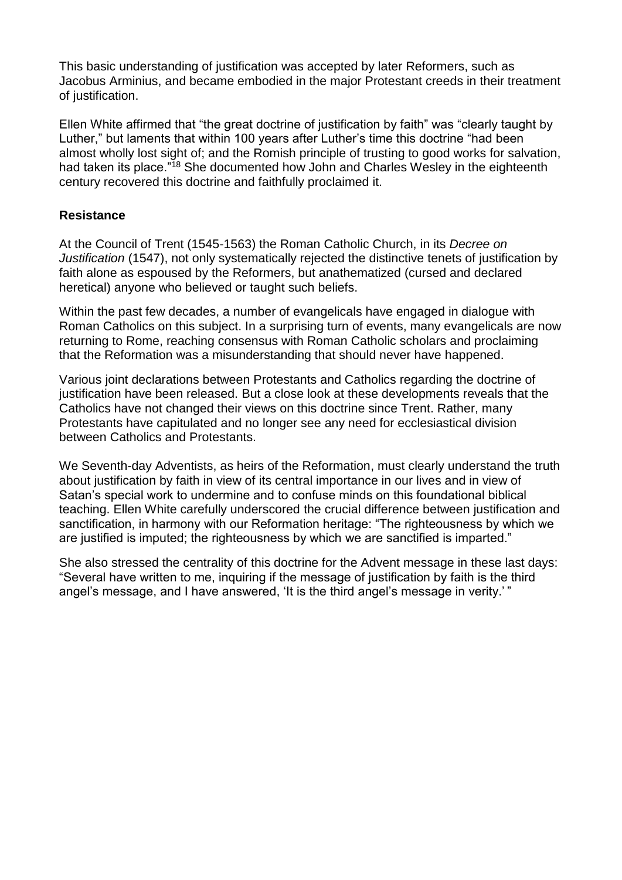This basic understanding of justification was accepted by later Reformers, such as Jacobus Arminius, and became embodied in the major Protestant creeds in their treatment of justification.

Ellen White affirmed that "the great doctrine of justification by faith" was "clearly taught by Luther," but laments that within 100 years after Luther's time this doctrine "had been almost wholly lost sight of; and the Romish principle of trusting to good works for salvation, had taken its place."[18] She documented how John and Charles Wesley in the eighteenth century recovered this doctrine and faithfully proclaimed it.

### Resistance

At the Council of Trent (1545-1563) the Roman Catholic Church, in its *Decree on Justification* (1547), not only systematically rejected the distinctive tenets of justification by faith alone as espoused by the Reformers, but anathematized (cursed and declared heretical) anyone who believed or taught such beliefs.

Within the past few decades, a number of evangelicals have engaged in dialogue with Roman Catholics on this subject. In a surprising turn of events, many evangelicals are now returning to Rome, reaching consensus with Roman Catholic scholars and proclaiming that the Reformation was a misunderstanding that should never have happened.

Various joint declarations between Protestants and Catholics regarding the doctrine of justification have been released. But a close look at these developments reveals that the Catholics have not changed their views on this doctrine since Trent. Rather, many Protestants have capitulated and no longer see any need for ecclesiastical division between Catholics and Protestants.

We Seventh-day Adventists, as heirs of the Reformation, must clearly understand the truth about justification by faith in view of its central importance in our lives and in view of Satan's special work to undermine and to confuse minds on this foundational biblical teaching. Ellen White carefully underscored the crucial difference between justification and sanctification, in harmony with our Reformation heritage: "The righteousness by which we are justified is imputed; the righteousness by which we are sanctified is imparted."

She also stressed the centrality of this doctrine for the Advent message in these last days: "Several have written to me, inquiring if the message of justification by faith is the third angel's message, and I have answered, 'It is the third angel's message in verity.' "